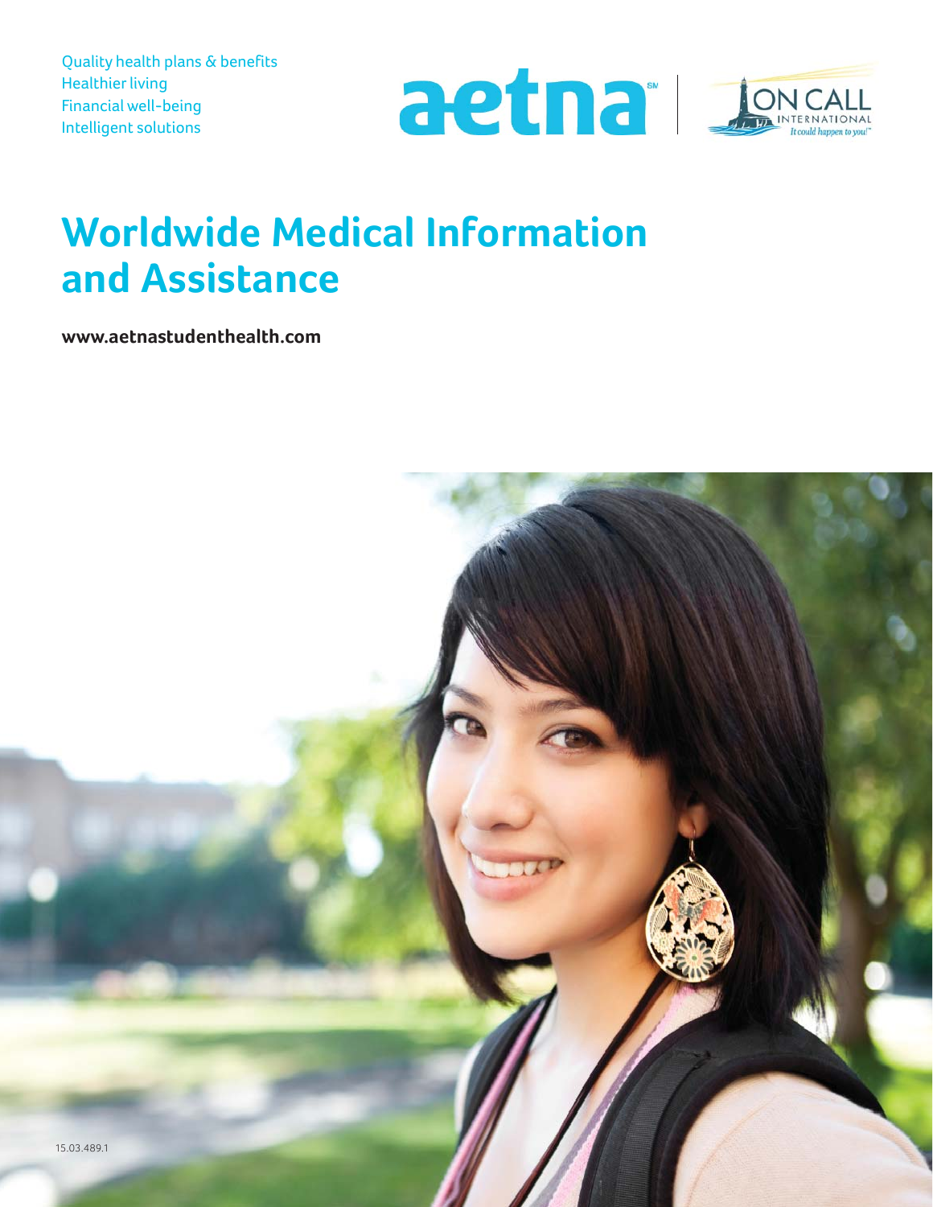Quality health plans & benefits
Healthier living
Financial well-being
Intelligent solutions

aetna | ON CALL INTERNATIONAL It could happen to you!

# Worldwide Medical Information and Assistance

**www.aetnastudenthealth.com**

15.03.489.1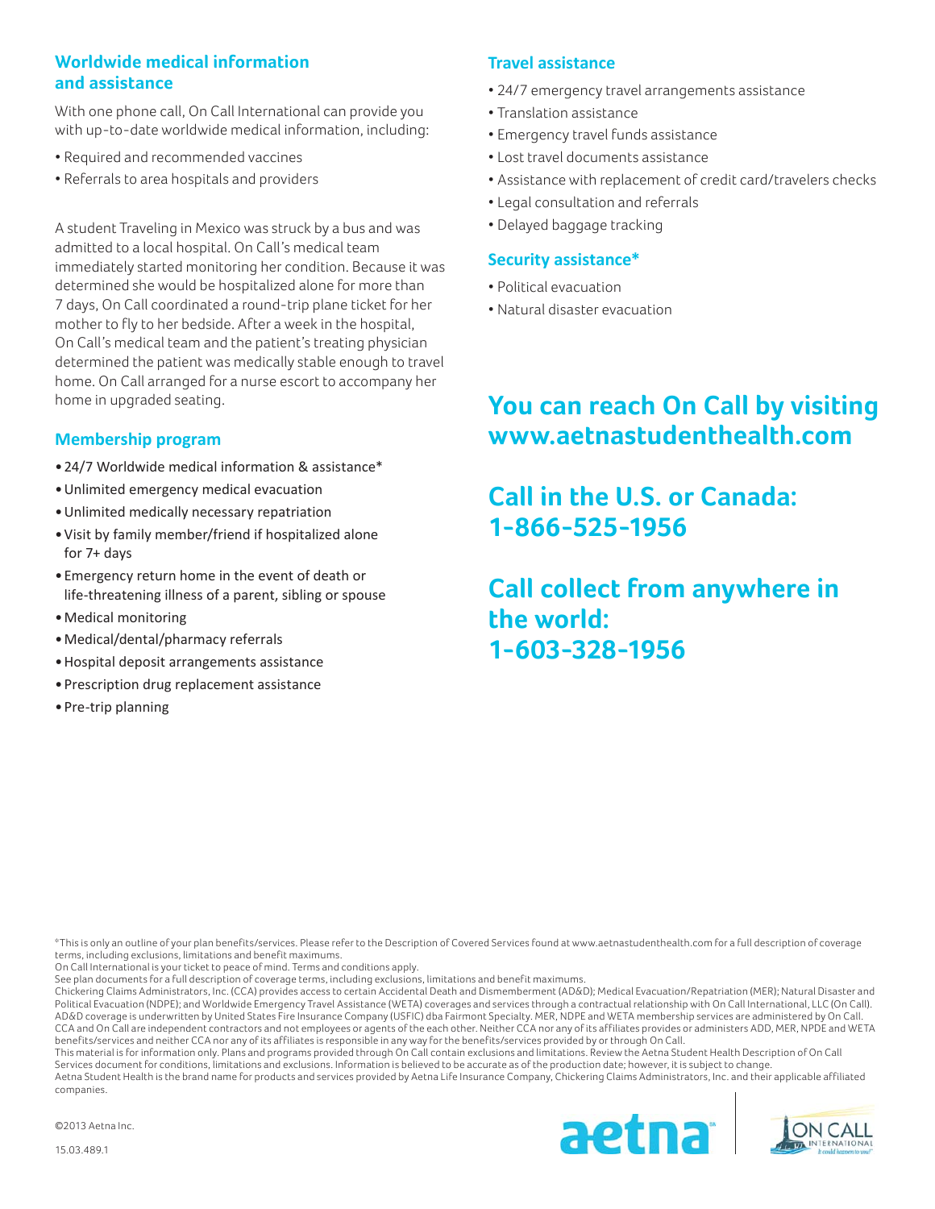## Worldwide medical information and assistance

With one phone call, On Call International can provide you with up-to-date worldwide medical information, including:

- Required and recommended vaccines
- Referrals to area hospitals and providers

A student Traveling in Mexico was struck by a bus and was admitted to a local hospital. On Call's medical team immediately started monitoring her condition. Because it was determined she would be hospitalized alone for more than 7 days, On Call coordinated a round-trip plane ticket for her mother to fly to her bedside. After a week in the hospital, On Call's medical team and the patient's treating physician determined the patient was medically stable enough to travel home. On Call arranged for a nurse escort to accompany her home in upgraded seating.

## Membership program

- 24/7 Worldwide medical information & assistance*
- Unlimited emergency medical evacuation
- Unlimited medically necessary repatriation
- Visit by family member/friend if hospitalized alone for 7+ days
- Emergency return home in the event of death or life-threatening illness of a parent, sibling or spouse
- Medical monitoring
- Medical/dental/pharmacy referrals
- Hospital deposit arrangements assistance
- Prescription drug replacement assistance
- Pre-trip planning

## Travel assistance

- 24/7 emergency travel arrangements assistance
- Translation assistance
- Emergency travel funds assistance
- Lost travel documents assistance
- Assistance with replacement of credit card/travelers checks
- Legal consultation and referrals
- Delayed baggage tracking

## Security assistance*

- Political evacuation
- Natural disaster evacuation

## You can reach On Call by visiting www.aetnastudenthealth.com

## Call in the U.S. or Canada: 1-866-525-1956

## Call collect from anywhere in the world: 1-603-328-1956

*This is only an outline of your plan benefits/services. Please refer to the Description of Covered Services found at www.aetnastudenthealth.com for a full description of coverage terms, including exclusions, limitations and benefit maximums.
On Call International is your ticket to peace of mind. Terms and conditions apply.
See plan documents for a full description of coverage terms, including exclusions, limitations and benefit maximums.
Chickering Claims Administrators, Inc. (CCA) provides access to certain Accidental Death and Dismemberment (AD&D); Medical Evacuation/Repatriation (MER); Natural Disaster and Political Evacuation (NDPE); and Worldwide Emergency Travel Assistance (WETA) coverages and services through a contractual relationship with On Call International, LLC (On Call). AD&D coverage is underwritten by United States Fire Insurance Company (USFIC) dba Fairmont Specialty. MER, NDPE and WETA membership services are administered by On Call. CCA and On Call are independent contractors and not employees or agents of the each other. Neither CCA nor any of its affiliates provides or administers ADD, MER, NPDE and WETA benefits/services and neither CCA nor any of its affiliates is responsible in any way for the benefits/services provided by or through On Call.
This material is for information only. Plans and programs provided through On Call contain exclusions and limitations. Review the Aetna Student Health Description of On Call Services document for conditions, limitations and exclusions. Information is believed to be accurate as of the production date; however, it is subject to change.
Aetna Student Health is the brand name for products and services provided by Aetna Life Insurance Company, Chickering Claims Administrators, Inc. and their applicable affiliated companies.

©2013 Aetna Inc.

15.03.489.1

aetna

ON CALL INTERNATIONAL *It could happen to you!*